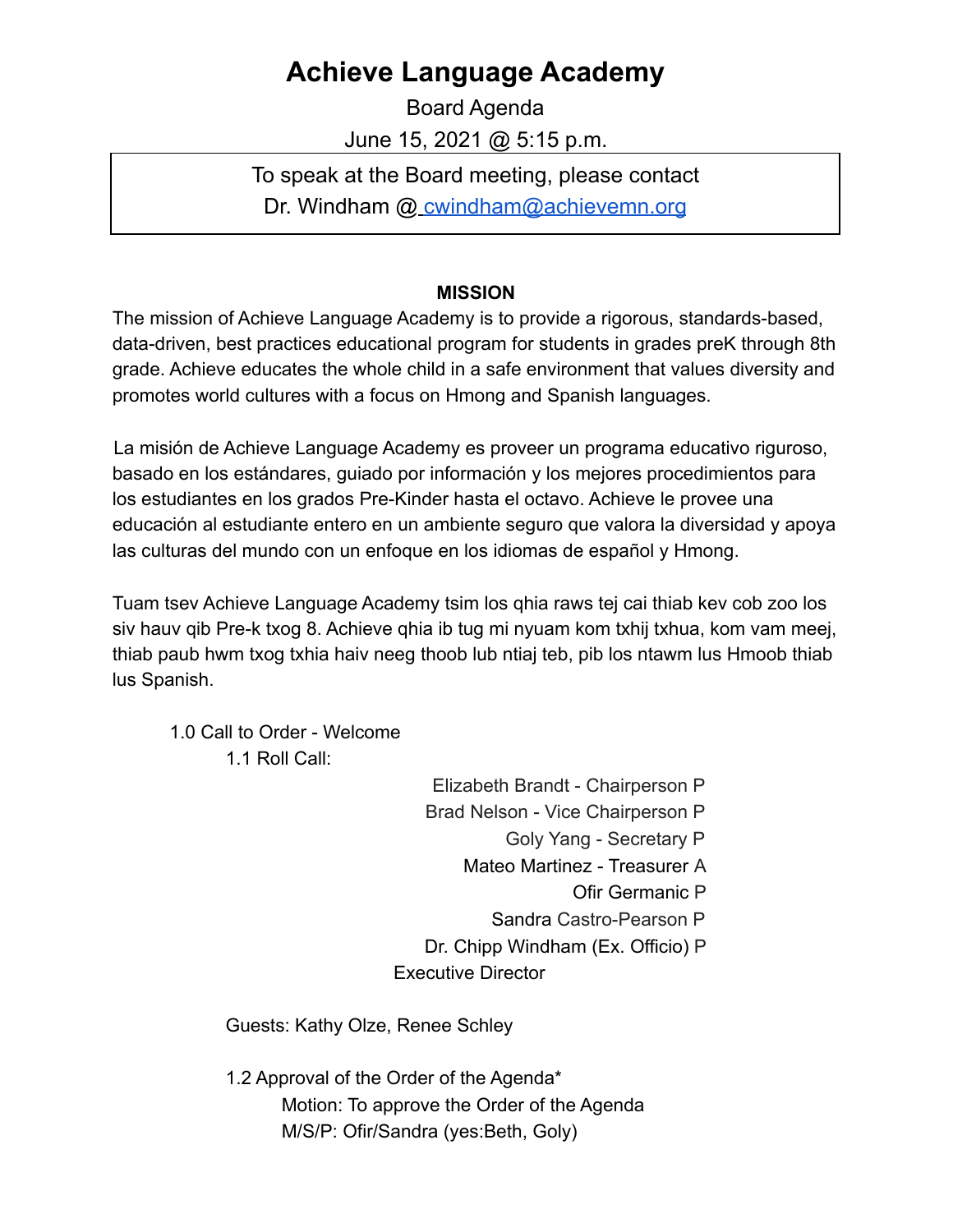# Achieve Language Academy

Board Agenda

June 15, 2021 @ 5:15 p.m.

To speak at the Board meeting, please contact Dr. Windham @ cwindham@achievemn.org

**MISSION**

The mission of Achieve Language Academy is to provide a rigorous, standards-based, data-driven, best practices educational program for students in grades preK through 8th grade. Achieve educates the whole child in a safe environment that values diversity and promotes world cultures with a focus on Hmong and Spanish languages.

La misión de Achieve Language Academy es proveer un programa educativo riguroso, basado en los estándares, guiado por información y los mejores procedimientos para los estudiantes en los grados Pre-Kinder hasta el octavo. Achieve le provee una educación al estudiante entero en un ambiente seguro que valora la diversidad y apoya las culturas del mundo con un enfoque en los idiomas de español y Hmong.

Tuam tsev Achieve Language Academy tsim los qhia raws tej cai thiab kev cob zoo los siv hauv qib Pre-k txog 8. Achieve qhia ib tug mi nyuam kom txhij txhua, kom vam meej, thiab paub hwm txog txhia haiv neeg thoob lub ntiaj teb, pib los ntawm lus Hmoob thiab lus Spanish.

1.0 Call to Order - Welcome

1.1 Roll Call:

Elizabeth Brandt - Chairperson P
Brad Nelson - Vice Chairperson P
Goly Yang - Secretary P
Mateo Martinez - Treasurer A
Ofir Germanic P
Sandra Castro-Pearson P
Dr. Chipp Windham (Ex. Officio) P
Executive Director

Guests: Kathy Olze, Renee Schley

1.2 Approval of the Order of the Agenda*

Motion: To approve the Order of the Agenda
M/S/P: Ofir/Sandra (yes:Beth, Goly)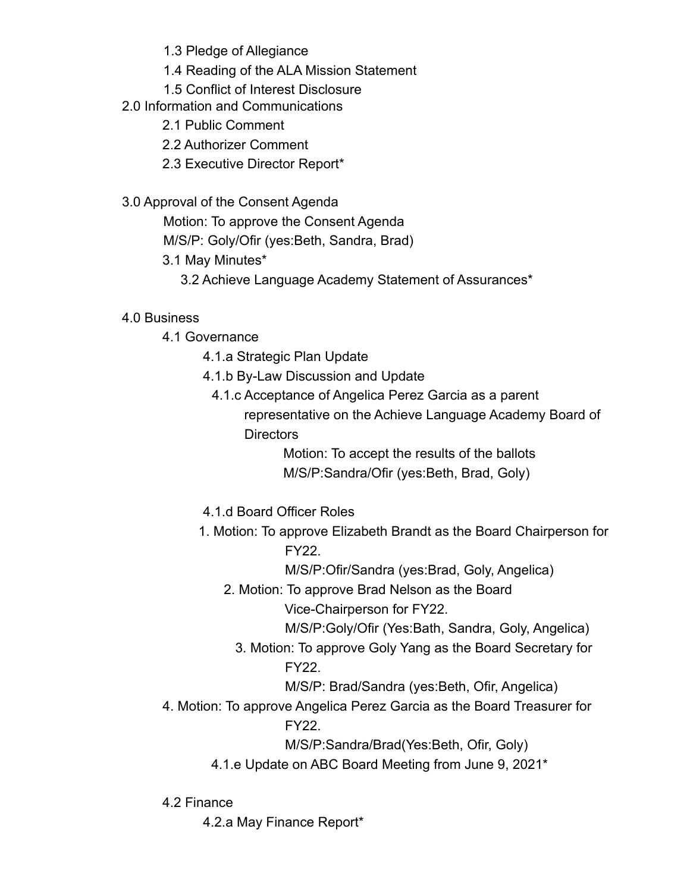1.3 Pledge of Allegiance

1.4 Reading of the ALA Mission Statement

1.5 Conflict of Interest Disclosure

2.0 Information and Communications

2.1 Public Comment

2.2 Authorizer Comment

2.3 Executive Director Report*

3.0 Approval of the Consent Agenda

Motion: To approve the Consent Agenda

M/S/P: Goly/Ofir (yes:Beth, Sandra, Brad)

3.1 May Minutes*

3.2 Achieve Language Academy Statement of Assurances*

4.0 Business

4.1 Governance

4.1.a Strategic Plan Update

4.1.b By-Law Discussion and Update

4.1.c Acceptance of Angelica Perez Garcia as a parent representative on the Achieve Language Academy Board of Directors

Motion: To accept the results of the ballots

M/S/P:Sandra/Ofir (yes:Beth, Brad, Goly)

4.1.d Board Officer Roles

1. Motion: To approve Elizabeth Brandt as the Board Chairperson for FY22.

   M/S/P:Ofir/Sandra (yes:Brad, Goly, Angelica)

2. Motion: To approve Brad Nelson as the Board Vice-Chairperson for FY22.

   M/S/P:Goly/Ofir (Yes:Bath, Sandra, Goly, Angelica)

3. Motion: To approve Goly Yang as the Board Secretary for FY22.

   M/S/P: Brad/Sandra (yes:Beth, Ofir, Angelica)

4. Motion: To approve Angelica Perez Garcia as the Board Treasurer for FY22.

   M/S/P:Sandra/Brad(Yes:Beth, Ofir, Goly)

4.1.e Update on ABC Board Meeting from June 9, 2021*

4.2 Finance

4.2.a May Finance Report*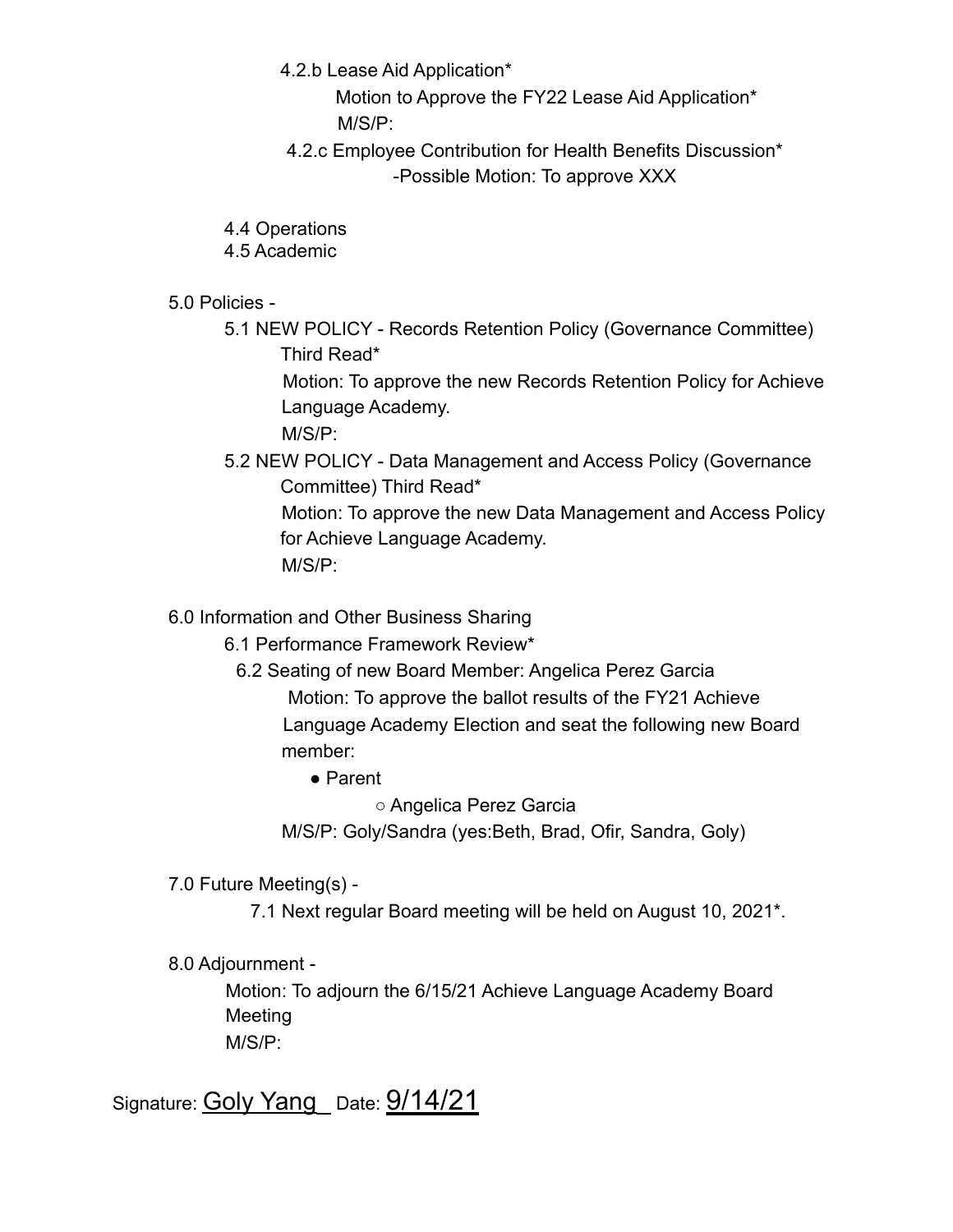4.2.b Lease Aid Application*

Motion to Approve the FY22 Lease Aid Application*

M/S/P:

4.2.c Employee Contribution for Health Benefits Discussion*

-Possible Motion: To approve XXX

4.4 Operations

4.5 Academic

5.0 Policies -

5.1 NEW POLICY - Records Retention Policy (Governance Committee) Third Read*

Motion: To approve the new Records Retention Policy for Achieve Language Academy.

M/S/P:

5.2 NEW POLICY - Data Management and Access Policy (Governance Committee) Third Read*

Motion: To approve the new Data Management and Access Policy for Achieve Language Academy.

M/S/P:

6.0 Information and Other Business Sharing

6.1 Performance Framework Review*

6.2 Seating of new Board Member: Angelica Perez Garcia

Motion: To approve the ballot results of the FY21 Achieve Language Academy Election and seat the following new Board member:

- Parent
  - Angelica Perez Garcia

M/S/P: Goly/Sandra (yes:Beth, Brad, Ofir, Sandra, Goly)

7.0 Future Meeting(s) -

7.1 Next regular Board meeting will be held on August 10, 2021*.

8.0 Adjournment -

Motion: To adjourn the 6/15/21 Achieve Language Academy Board Meeting

M/S/P:

Signature: Goly Yang Date: 9/14/21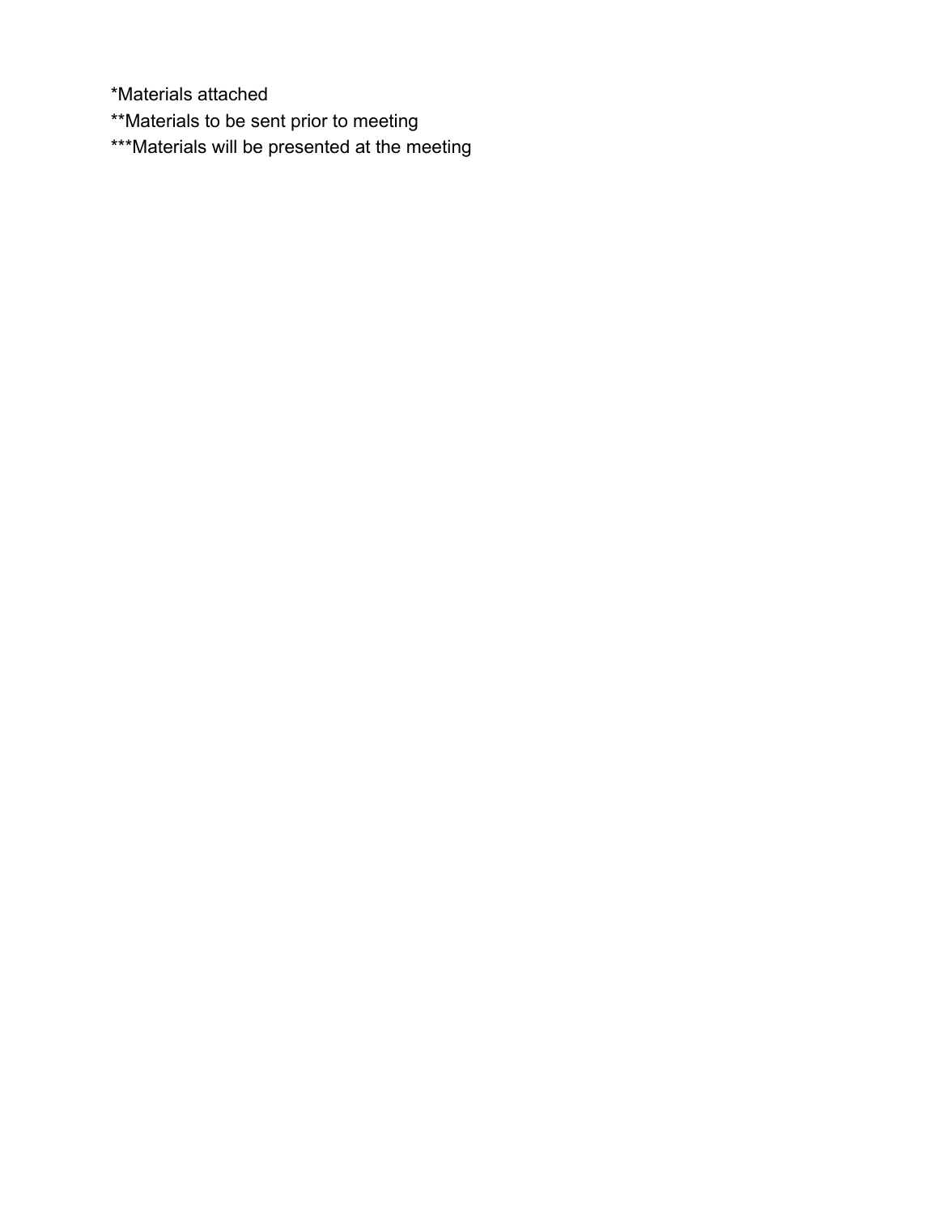*Materials attached
**Materials to be sent prior to meeting
***Materials will be presented at the meeting